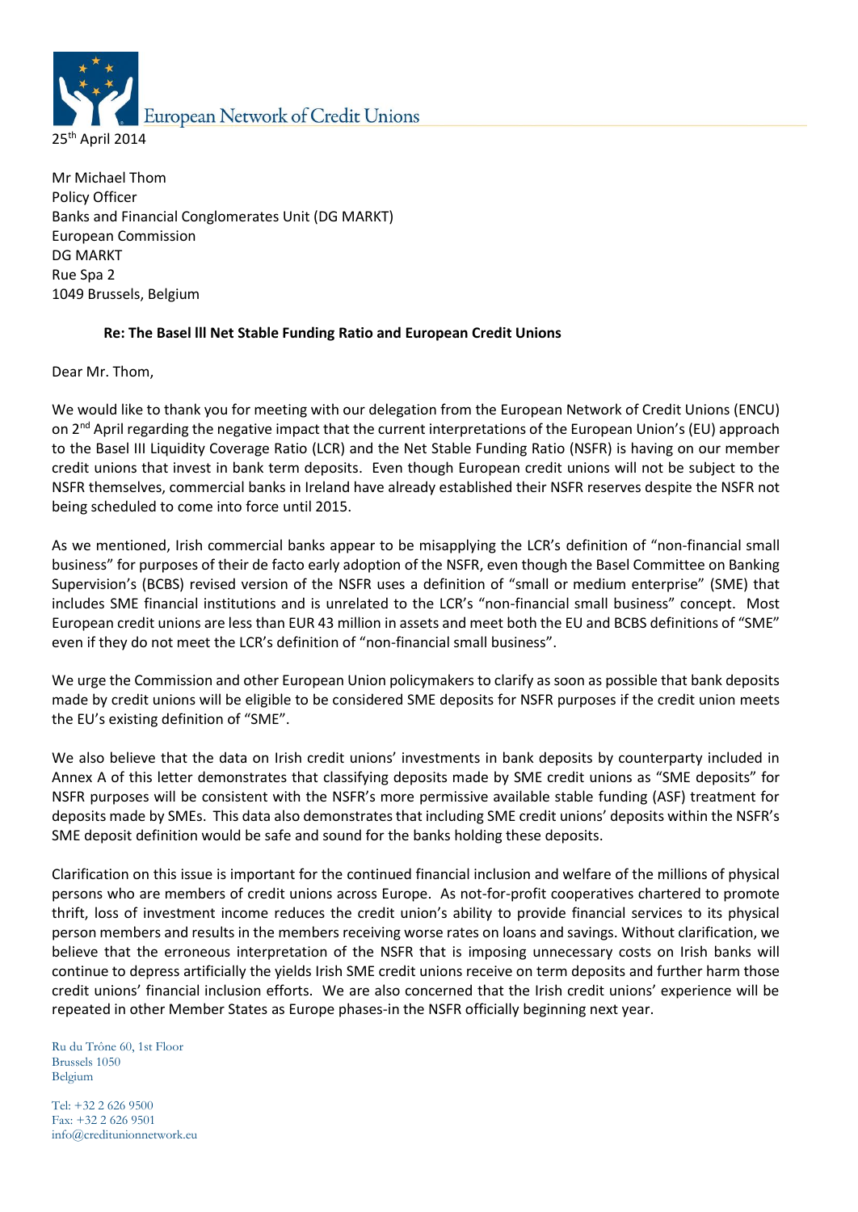European Network of Credit Unions

25th April 2014

Mr Michael Thom
Policy Officer
Banks and Financial Conglomerates Unit (DG MARKT)
European Commission
DG MARKT
Rue Spa 2
1049 Brussels, Belgium

**Re: The Basel lll Net Stable Funding Ratio and European Credit Unions**

Dear Mr. Thom,

We would like to thank you for meeting with our delegation from the European Network of Credit Unions (ENCU) on 2nd April regarding the negative impact that the current interpretations of the European Union's (EU) approach to the Basel III Liquidity Coverage Ratio (LCR) and the Net Stable Funding Ratio (NSFR) is having on our member credit unions that invest in bank term deposits. Even though European credit unions will not be subject to the NSFR themselves, commercial banks in Ireland have already established their NSFR reserves despite the NSFR not being scheduled to come into force until 2015.

As we mentioned, Irish commercial banks appear to be misapplying the LCR's definition of "non-financial small business" for purposes of their de facto early adoption of the NSFR, even though the Basel Committee on Banking Supervision's (BCBS) revised version of the NSFR uses a definition of "small or medium enterprise" (SME) that includes SME financial institutions and is unrelated to the LCR's "non-financial small business" concept. Most European credit unions are less than EUR 43 million in assets and meet both the EU and BCBS definitions of "SME" even if they do not meet the LCR's definition of "non-financial small business".

We urge the Commission and other European Union policymakers to clarify as soon as possible that bank deposits made by credit unions will be eligible to be considered SME deposits for NSFR purposes if the credit union meets the EU's existing definition of "SME".

We also believe that the data on Irish credit unions' investments in bank deposits by counterparty included in Annex A of this letter demonstrates that classifying deposits made by SME credit unions as "SME deposits" for NSFR purposes will be consistent with the NSFR's more permissive available stable funding (ASF) treatment for deposits made by SMEs. This data also demonstrates that including SME credit unions' deposits within the NSFR's SME deposit definition would be safe and sound for the banks holding these deposits.

Clarification on this issue is important for the continued financial inclusion and welfare of the millions of physical persons who are members of credit unions across Europe. As not-for-profit cooperatives chartered to promote thrift, loss of investment income reduces the credit union's ability to provide financial services to its physical person members and results in the members receiving worse rates on loans and savings. Without clarification, we believe that the erroneous interpretation of the NSFR that is imposing unnecessary costs on Irish banks will continue to depress artificially the yields Irish SME credit unions receive on term deposits and further harm those credit unions' financial inclusion efforts. We are also concerned that the Irish credit unions' experience will be repeated in other Member States as Europe phases-in the NSFR officially beginning next year.

Ru du Trône 60, 1st Floor
Brussels 1050
Belgium

Tel: +32 2 626 9500
Fax: +32 2 626 9501
info@creditunionnetwork.eu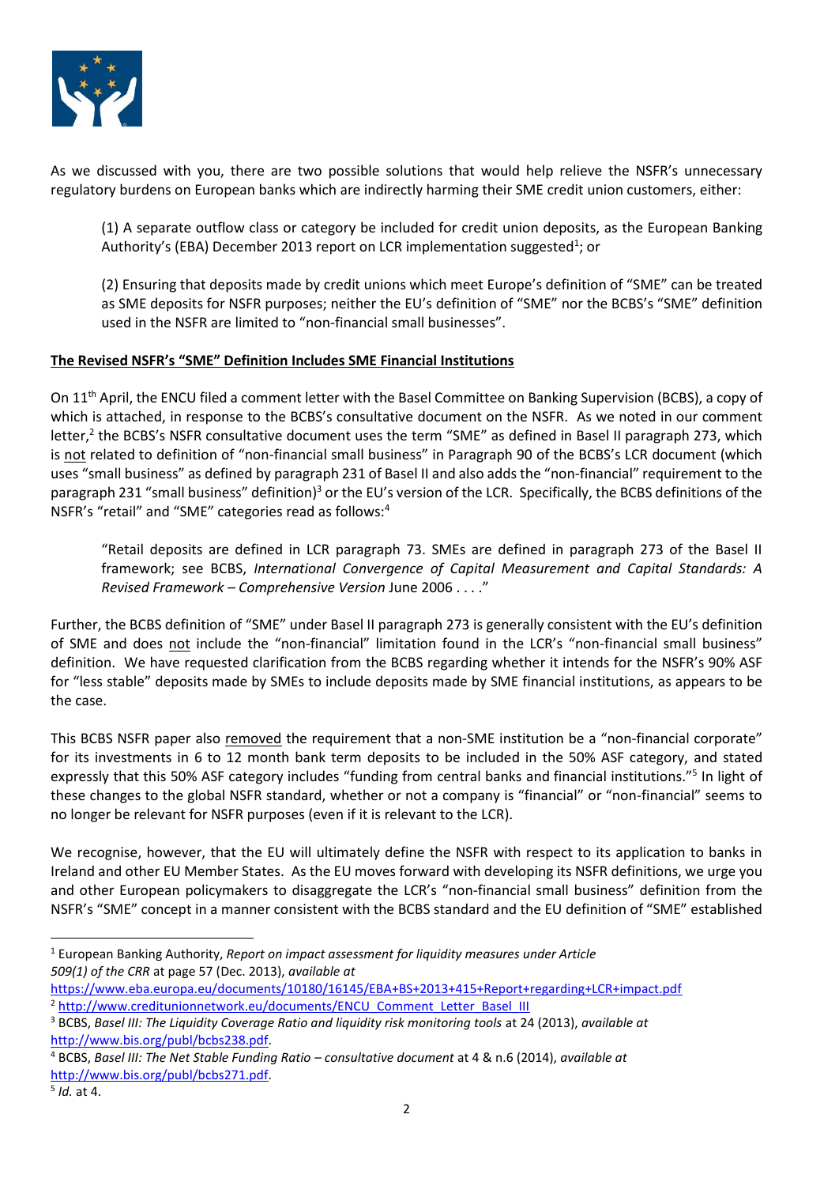As we discussed with you, there are two possible solutions that would help relieve the NSFR's unnecessary regulatory burdens on European banks which are indirectly harming their SME credit union customers, either:

(1) A separate outflow class or category be included for credit union deposits, as the European Banking Authority's (EBA) December 2013 report on LCR implementation suggested[1]; or

(2) Ensuring that deposits made by credit unions which meet Europe's definition of "SME" can be treated as SME deposits for NSFR purposes; neither the EU's definition of "SME" nor the BCBS's "SME" definition used in the NSFR are limited to "non-financial small businesses".

**The Revised NSFR's "SME" Definition Includes SME Financial Institutions**

On 11th April, the ENCU filed a comment letter with the Basel Committee on Banking Supervision (BCBS), a copy of which is attached, in response to the BCBS's consultative document on the NSFR. As we noted in our comment letter,[2] the BCBS's NSFR consultative document uses the term "SME" as defined in Basel II paragraph 273, which is not related to definition of "non-financial small business" in Paragraph 90 of the BCBS's LCR document (which uses "small business" as defined by paragraph 231 of Basel II and also adds the "non-financial" requirement to the paragraph 231 "small business" definition)[3] or the EU's version of the LCR. Specifically, the BCBS definitions of the NSFR's "retail" and "SME" categories read as follows:[4]

> "Retail deposits are defined in LCR paragraph 73. SMEs are defined in paragraph 273 of the Basel II framework; see BCBS, *International Convergence of Capital Measurement and Capital Standards: A Revised Framework – Comprehensive Version* June 2006 . . . ."

Further, the BCBS definition of "SME" under Basel II paragraph 273 is generally consistent with the EU's definition of SME and does not include the "non-financial" limitation found in the LCR's "non-financial small business" definition. We have requested clarification from the BCBS regarding whether it intends for the NSFR's 90% ASF for "less stable" deposits made by SMEs to include deposits made by SME financial institutions, as appears to be the case.

This BCBS NSFR paper also removed the requirement that a non-SME institution be a "non-financial corporate" for its investments in 6 to 12 month bank term deposits to be included in the 50% ASF category, and stated expressly that this 50% ASF category includes "funding from central banks and financial institutions."[5] In light of these changes to the global NSFR standard, whether or not a company is "financial" or "non-financial" seems to no longer be relevant for NSFR purposes (even if it is relevant to the LCR).

We recognise, however, that the EU will ultimately define the NSFR with respect to its application to banks in Ireland and other EU Member States. As the EU moves forward with developing its NSFR definitions, we urge you and other European policymakers to disaggregate the LCR's "non-financial small business" definition from the NSFR's "SME" concept in a manner consistent with the BCBS standard and the EU definition of "SME" established

---

[1] European Banking Authority, *Report on impact assessment for liquidity measures under Article 509(1) of the CRR* at page 57 (Dec. 2013), *available at* https://www.eba.europa.eu/documents/10180/16145/EBA+BS+2013+415+Report+regarding+LCR+impact.pdf

[2] http://www.creditunionnetwork.eu/documents/ENCU_Comment_Letter_Basel_III

[3] BCBS, *Basel III: The Liquidity Coverage Ratio and liquidity risk monitoring tools* at 24 (2013), *available at* http://www.bis.org/publ/bcbs238.pdf.

[4] BCBS, *Basel III: The Net Stable Funding Ratio – consultative document* at 4 & n.6 (2014), *available at* http://www.bis.org/publ/bcbs271.pdf.

[5] *Id.* at 4.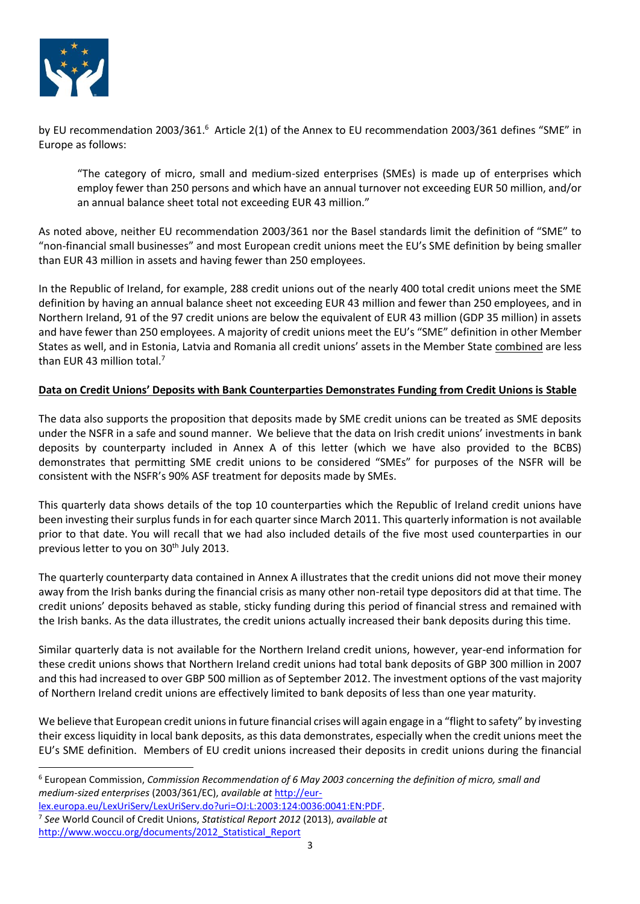by EU recommendation 2003/361.[6] Article 2(1) of the Annex to EU recommendation 2003/361 defines "SME" in Europe as follows:

> "The category of micro, small and medium-sized enterprises (SMEs) is made up of enterprises which employ fewer than 250 persons and which have an annual turnover not exceeding EUR 50 million, and/or an annual balance sheet total not exceeding EUR 43 million."

As noted above, neither EU recommendation 2003/361 nor the Basel standards limit the definition of "SME" to "non-financial small businesses" and most European credit unions meet the EU's SME definition by being smaller than EUR 43 million in assets and having fewer than 250 employees.

In the Republic of Ireland, for example, 288 credit unions out of the nearly 400 total credit unions meet the SME definition by having an annual balance sheet not exceeding EUR 43 million and fewer than 250 employees, and in Northern Ireland, 91 of the 97 credit unions are below the equivalent of EUR 43 million (GDP 35 million) in assets and have fewer than 250 employees. A majority of credit unions meet the EU's "SME" definition in other Member States as well, and in Estonia, Latvia and Romania all credit unions' assets in the Member State combined are less than EUR 43 million total.[7]

**Data on Credit Unions' Deposits with Bank Counterparties Demonstrates Funding from Credit Unions is Stable**

The data also supports the proposition that deposits made by SME credit unions can be treated as SME deposits under the NSFR in a safe and sound manner. We believe that the data on Irish credit unions' investments in bank deposits by counterparty included in Annex A of this letter (which we have also provided to the BCBS) demonstrates that permitting SME credit unions to be considered "SMEs" for purposes of the NSFR will be consistent with the NSFR's 90% ASF treatment for deposits made by SMEs.

This quarterly data shows details of the top 10 counterparties which the Republic of Ireland credit unions have been investing their surplus funds in for each quarter since March 2011. This quarterly information is not available prior to that date. You will recall that we had also included details of the five most used counterparties in our previous letter to you on 30th July 2013.

The quarterly counterparty data contained in Annex A illustrates that the credit unions did not move their money away from the Irish banks during the financial crisis as many other non-retail type depositors did at that time. The credit unions' deposits behaved as stable, sticky funding during this period of financial stress and remained with the Irish banks. As the data illustrates, the credit unions actually increased their bank deposits during this time.

Similar quarterly data is not available for the Northern Ireland credit unions, however, year-end information for these credit unions shows that Northern Ireland credit unions had total bank deposits of GBP 300 million in 2007 and this had increased to over GBP 500 million as of September 2012. The investment options of the vast majority of Northern Ireland credit unions are effectively limited to bank deposits of less than one year maturity.

We believe that European credit unions in future financial crises will again engage in a "flight to safety" by investing their excess liquidity in local bank deposits, as this data demonstrates, especially when the credit unions meet the EU's SME definition. Members of EU credit unions increased their deposits in credit unions during the financial

---

[6] European Commission, *Commission Recommendation of 6 May 2003 concerning the definition of micro, small and medium-sized enterprises* (2003/361/EC), *available at* http://eur-lex.europa.eu/LexUriServ/LexUriServ.do?uri=OJ:L:2003:124:0036:0041:EN:PDF.

[7] *See* World Council of Credit Unions, *Statistical Report 2012* (2013), *available at* http://www.woccu.org/documents/2012_Statistical_Report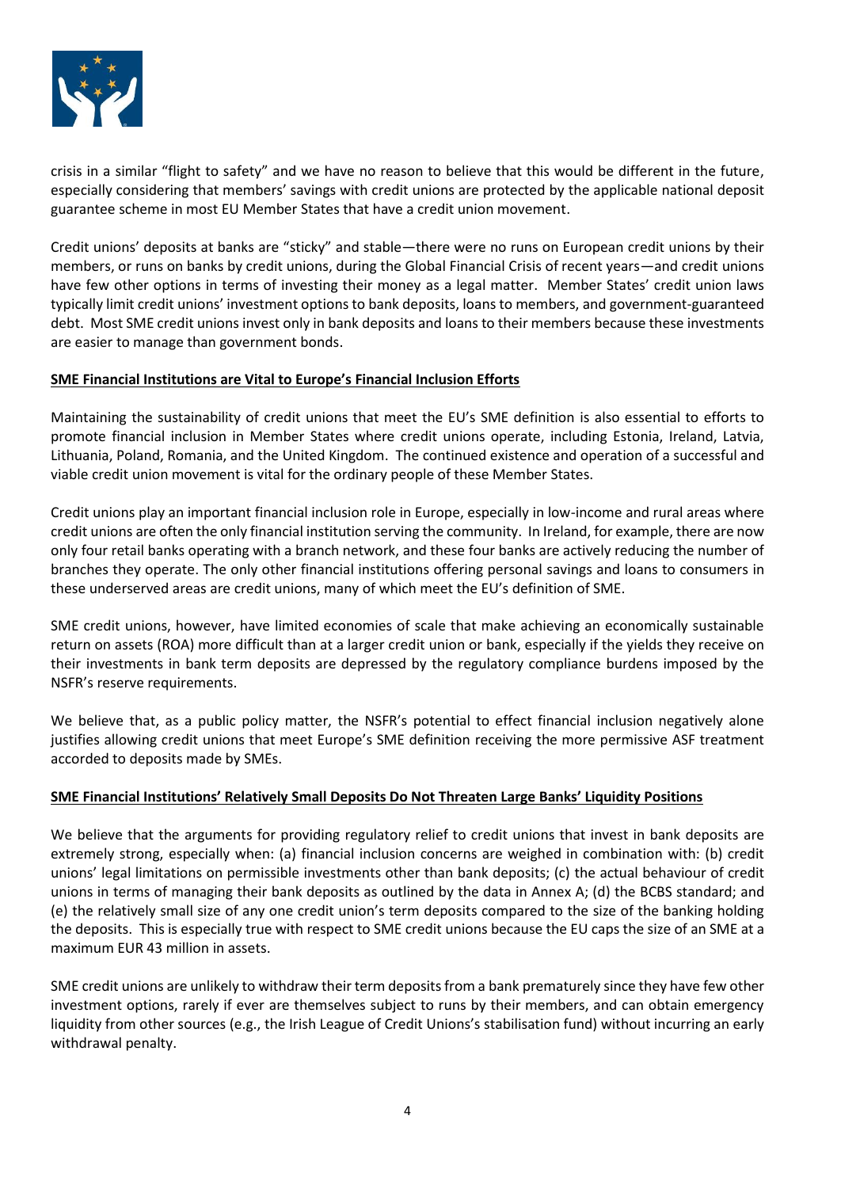crisis in a similar "flight to safety" and we have no reason to believe that this would be different in the future, especially considering that members' savings with credit unions are protected by the applicable national deposit guarantee scheme in most EU Member States that have a credit union movement.

Credit unions' deposits at banks are "sticky" and stable—there were no runs on European credit unions by their members, or runs on banks by credit unions, during the Global Financial Crisis of recent years—and credit unions have few other options in terms of investing their money as a legal matter. Member States' credit union laws typically limit credit unions' investment options to bank deposits, loans to members, and government-guaranteed debt. Most SME credit unions invest only in bank deposits and loans to their members because these investments are easier to manage than government bonds.

**<u>SME Financial Institutions are Vital to Europe's Financial Inclusion Efforts</u>**

Maintaining the sustainability of credit unions that meet the EU's SME definition is also essential to efforts to promote financial inclusion in Member States where credit unions operate, including Estonia, Ireland, Latvia, Lithuania, Poland, Romania, and the United Kingdom. The continued existence and operation of a successful and viable credit union movement is vital for the ordinary people of these Member States.

Credit unions play an important financial inclusion role in Europe, especially in low-income and rural areas where credit unions are often the only financial institution serving the community. In Ireland, for example, there are now only four retail banks operating with a branch network, and these four banks are actively reducing the number of branches they operate. The only other financial institutions offering personal savings and loans to consumers in these underserved areas are credit unions, many of which meet the EU's definition of SME.

SME credit unions, however, have limited economies of scale that make achieving an economically sustainable return on assets (ROA) more difficult than at a larger credit union or bank, especially if the yields they receive on their investments in bank term deposits are depressed by the regulatory compliance burdens imposed by the NSFR's reserve requirements.

We believe that, as a public policy matter, the NSFR's potential to effect financial inclusion negatively alone justifies allowing credit unions that meet Europe's SME definition receiving the more permissive ASF treatment accorded to deposits made by SMEs.

**<u>SME Financial Institutions' Relatively Small Deposits Do Not Threaten Large Banks' Liquidity Positions</u>**

We believe that the arguments for providing regulatory relief to credit unions that invest in bank deposits are extremely strong, especially when: (a) financial inclusion concerns are weighed in combination with: (b) credit unions' legal limitations on permissible investments other than bank deposits; (c) the actual behaviour of credit unions in terms of managing their bank deposits as outlined by the data in Annex A; (d) the BCBS standard; and (e) the relatively small size of any one credit union's term deposits compared to the size of the banking holding the deposits. This is especially true with respect to SME credit unions because the EU caps the size of an SME at a maximum EUR 43 million in assets.

SME credit unions are unlikely to withdraw their term deposits from a bank prematurely since they have few other investment options, rarely if ever are themselves subject to runs by their members, and can obtain emergency liquidity from other sources (e.g., the Irish League of Credit Unions's stabilisation fund) without incurring an early withdrawal penalty.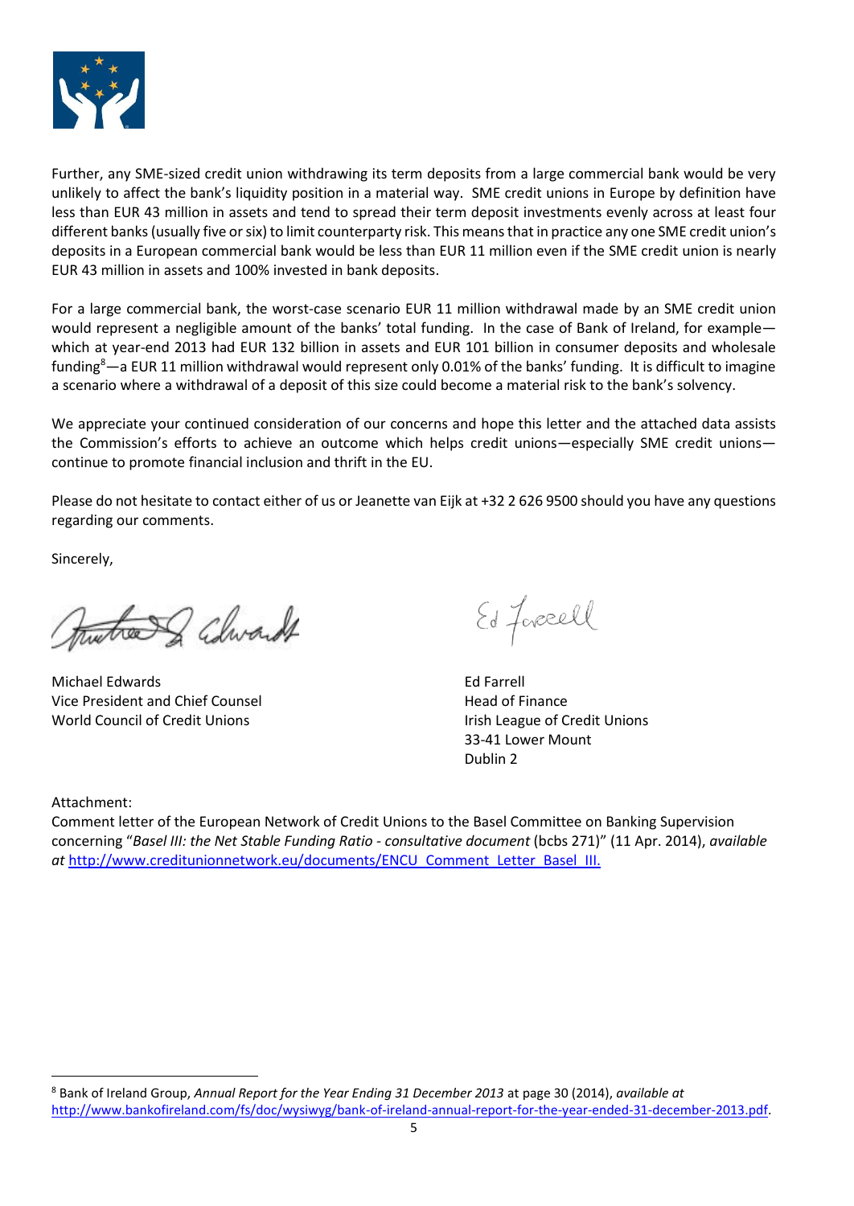Further, any SME-sized credit union withdrawing its term deposits from a large commercial bank would be very unlikely to affect the bank's liquidity position in a material way. SME credit unions in Europe by definition have less than EUR 43 million in assets and tend to spread their term deposit investments evenly across at least four different banks (usually five or six) to limit counterparty risk. This means that in practice any one SME credit union's deposits in a European commercial bank would be less than EUR 11 million even if the SME credit union is nearly EUR 43 million in assets and 100% invested in bank deposits.

For a large commercial bank, the worst-case scenario EUR 11 million withdrawal made by an SME credit union would represent a negligible amount of the banks' total funding. In the case of Bank of Ireland, for example—which at year-end 2013 had EUR 132 billion in assets and EUR 101 billion in consumer deposits and wholesale funding[8]—a EUR 11 million withdrawal would represent only 0.01% of the banks' funding. It is difficult to imagine a scenario where a withdrawal of a deposit of this size could become a material risk to the bank's solvency.

We appreciate your continued consideration of our concerns and hope this letter and the attached data assists the Commission's efforts to achieve an outcome which helps credit unions—especially SME credit unions—continue to promote financial inclusion and thrift in the EU.

Please do not hesitate to contact either of us or Jeanette van Eijk at +32 2 626 9500 should you have any questions regarding our comments.

Sincerely,

Michael Edwards
Vice President and Chief Counsel
World Council of Credit Unions

Ed Farrell
Head of Finance
Irish League of Credit Unions
33-41 Lower Mount
Dublin 2

Attachment:
Comment letter of the European Network of Credit Unions to the Basel Committee on Banking Supervision concerning "*Basel III: the Net Stable Funding Ratio - consultative document* (bcbs 271)" (11 Apr. 2014), *available at* http://www.creditunionnetwork.eu/documents/ENCU_Comment_Letter_Basel_III.

---

[8] Bank of Ireland Group, *Annual Report for the Year Ending 31 December 2013* at page 30 (2014), *available at* http://www.bankofireland.com/fs/doc/wysiwyg/bank-of-ireland-annual-report-for-the-year-ended-31-december-2013.pdf.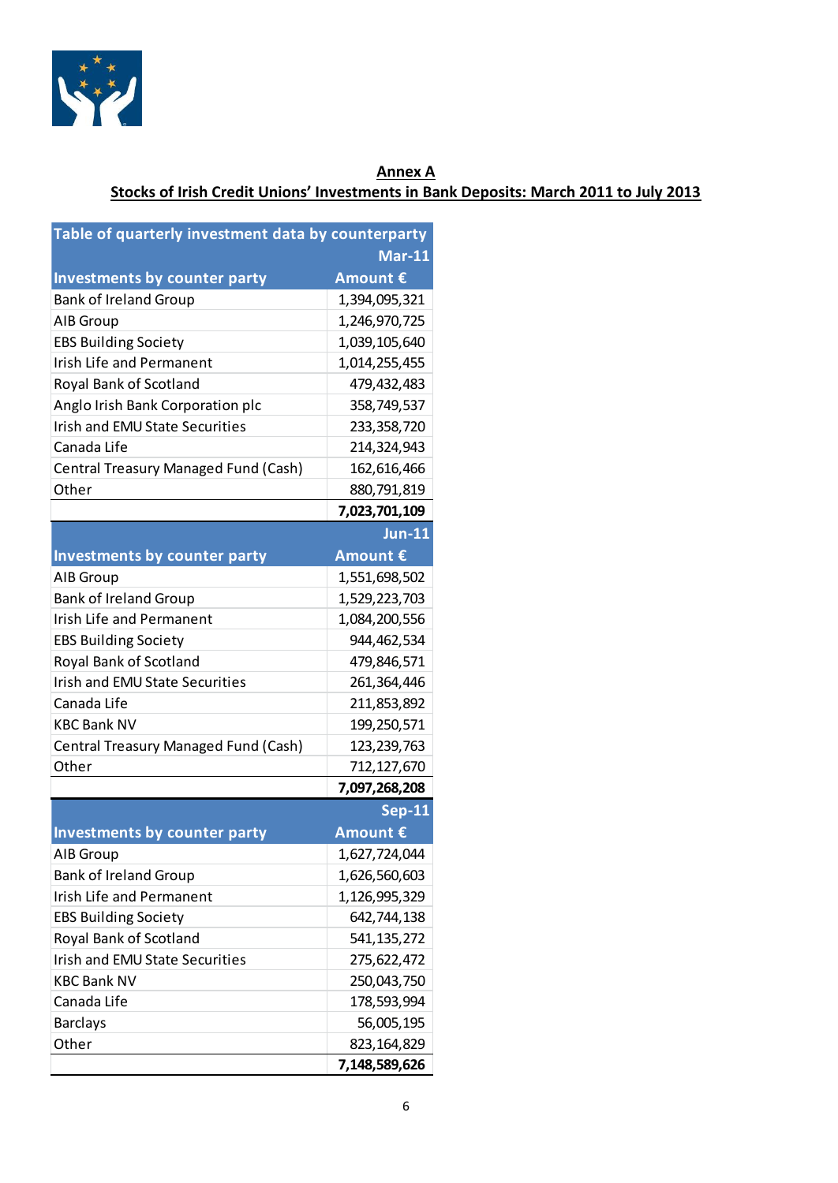**Annex A**

**Stocks of Irish Credit Unions' Investments in Bank Deposits: March 2011 to July 2013**

| Table of quarterly investment data by counterparty | |
|---|---|
| | **Mar-11** |
| **Investments by counter party** | **Amount €** |
| Bank of Ireland Group | 1,394,095,321 |
| AIB Group | 1,246,970,725 |
| EBS Building Society | 1,039,105,640 |
| Irish Life and Permanent | 1,014,255,455 |
| Royal Bank of Scotland | 479,432,483 |
| Anglo Irish Bank Corporation plc | 358,749,537 |
| Irish and EMU State Securities | 233,358,720 |
| Canada Life | 214,324,943 |
| Central Treasury Managed Fund (Cash) | 162,616,466 |
| Other | 880,791,819 |
| | **7,023,701,109** |
| | **Jun-11** |
| **Investments by counter party** | **Amount €** |
| AIB Group | 1,551,698,502 |
| Bank of Ireland Group | 1,529,223,703 |
| Irish Life and Permanent | 1,084,200,556 |
| EBS Building Society | 944,462,534 |
| Royal Bank of Scotland | 479,846,571 |
| Irish and EMU State Securities | 261,364,446 |
| Canada Life | 211,853,892 |
| KBC Bank NV | 199,250,571 |
| Central Treasury Managed Fund (Cash) | 123,239,763 |
| Other | 712,127,670 |
| | **7,097,268,208** |
| | **Sep-11** |
| **Investments by counter party** | **Amount €** |
| AIB Group | 1,627,724,044 |
| Bank of Ireland Group | 1,626,560,603 |
| Irish Life and Permanent | 1,126,995,329 |
| EBS Building Society | 642,744,138 |
| Royal Bank of Scotland | 541,135,272 |
| Irish and EMU State Securities | 275,622,472 |
| KBC Bank NV | 250,043,750 |
| Canada Life | 178,593,994 |
| Barclays | 56,005,195 |
| Other | 823,164,829 |
| | **7,148,589,626** |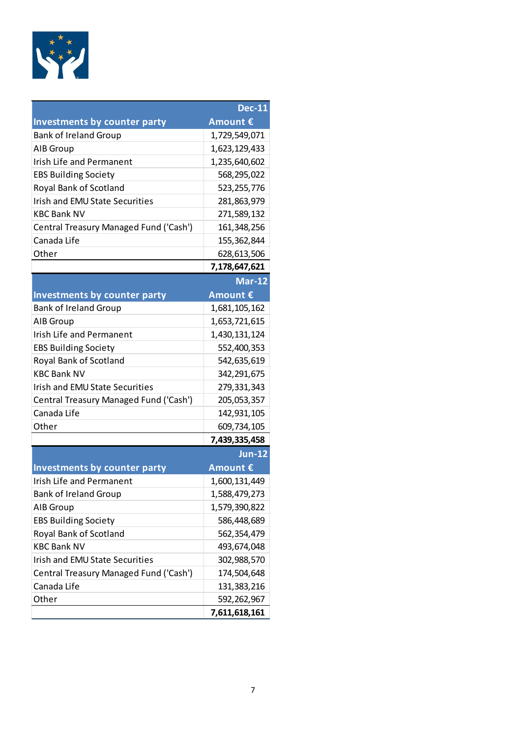| Investments by counter party | Dec-11 Amount € |
|---|---|
| Bank of Ireland Group | 1,729,549,071 |
| AIB Group | 1,623,129,433 |
| Irish Life and Permanent | 1,235,640,602 |
| EBS Building Society | 568,295,022 |
| Royal Bank of Scotland | 523,255,776 |
| Irish and EMU State Securities | 281,863,979 |
| KBC Bank NV | 271,589,132 |
| Central Treasury Managed Fund ('Cash') | 161,348,256 |
| Canada Life | 155,362,844 |
| Other | 628,613,506 |
| | **7,178,647,621** |

| Investments by counter party | Mar-12 Amount € |
|---|---|
| Bank of Ireland Group | 1,681,105,162 |
| AIB Group | 1,653,721,615 |
| Irish Life and Permanent | 1,430,131,124 |
| EBS Building Society | 552,400,353 |
| Royal Bank of Scotland | 542,635,619 |
| KBC Bank NV | 342,291,675 |
| Irish and EMU State Securities | 279,331,343 |
| Central Treasury Managed Fund ('Cash') | 205,053,357 |
| Canada Life | 142,931,105 |
| Other | 609,734,105 |
| | **7,439,335,458** |

| Investments by counter party | Jun-12 Amount € |
|---|---|
| Irish Life and Permanent | 1,600,131,449 |
| Bank of Ireland Group | 1,588,479,273 |
| AIB Group | 1,579,390,822 |
| EBS Building Society | 586,448,689 |
| Royal Bank of Scotland | 562,354,479 |
| KBC Bank NV | 493,674,048 |
| Irish and EMU State Securities | 302,988,570 |
| Central Treasury Managed Fund ('Cash') | 174,504,648 |
| Canada Life | 131,383,216 |
| Other | 592,262,967 |
| | **7,611,618,161** |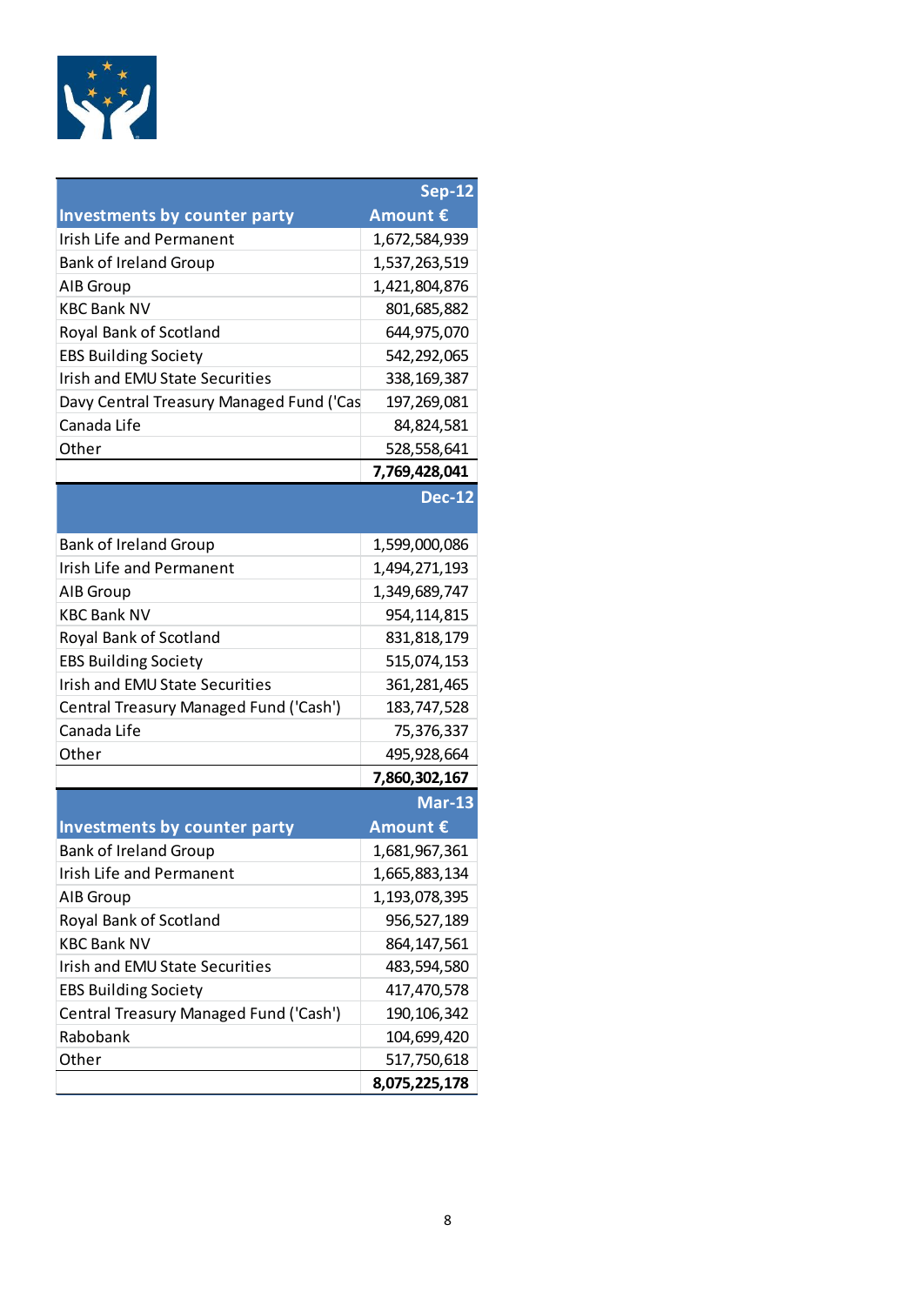| Investments by counter party | Sep-12 Amount € |
|---|---|
| Irish Life and Permanent | 1,672,584,939 |
| Bank of Ireland Group | 1,537,263,519 |
| AIB Group | 1,421,804,876 |
| KBC Bank NV | 801,685,882 |
| Royal Bank of Scotland | 644,975,070 |
| EBS Building Society | 542,292,065 |
| Irish and EMU State Securities | 338,169,387 |
| Davy Central Treasury Managed Fund ('Cas | 197,269,081 |
| Canada Life | 84,824,581 |
| Other | 528,558,641 |
| | **7,769,428,041** |

| | Dec-12 |
|---|---|
| Bank of Ireland Group | 1,599,000,086 |
| Irish Life and Permanent | 1,494,271,193 |
| AIB Group | 1,349,689,747 |
| KBC Bank NV | 954,114,815 |
| Royal Bank of Scotland | 831,818,179 |
| EBS Building Society | 515,074,153 |
| Irish and EMU State Securities | 361,281,465 |
| Central Treasury Managed Fund ('Cash') | 183,747,528 |
| Canada Life | 75,376,337 |
| Other | 495,928,664 |
| | **7,860,302,167** |

| Investments by counter party | Mar-13 Amount € |
|---|---|
| Bank of Ireland Group | 1,681,967,361 |
| Irish Life and Permanent | 1,665,883,134 |
| AIB Group | 1,193,078,395 |
| Royal Bank of Scotland | 956,527,189 |
| KBC Bank NV | 864,147,561 |
| Irish and EMU State Securities | 483,594,580 |
| EBS Building Society | 417,470,578 |
| Central Treasury Managed Fund ('Cash') | 190,106,342 |
| Rabobank | 104,699,420 |
| Other | 517,750,618 |
| | **8,075,225,178** |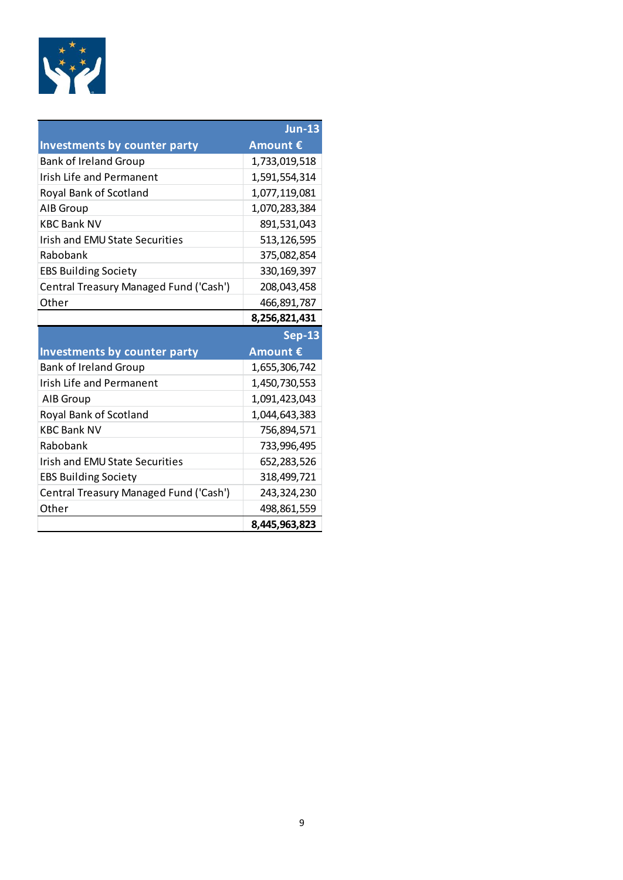| Investments by counter party | Jun-13 Amount € |
| --- | --- |
| Bank of Ireland Group | 1,733,019,518 |
| Irish Life and Permanent | 1,591,554,314 |
| Royal Bank of Scotland | 1,077,119,081 |
| AIB Group | 1,070,283,384 |
| KBC Bank NV | 891,531,043 |
| Irish and EMU State Securities | 513,126,595 |
| Rabobank | 375,082,854 |
| EBS Building Society | 330,169,397 |
| Central Treasury Managed Fund ('Cash') | 208,043,458 |
| Other | 466,891,787 |
| | **8,256,821,431** |

| Investments by counter party | Sep-13 Amount € |
| --- | --- |
| Bank of Ireland Group | 1,655,306,742 |
| Irish Life and Permanent | 1,450,730,553 |
| AIB Group | 1,091,423,043 |
| Royal Bank of Scotland | 1,044,643,383 |
| KBC Bank NV | 756,894,571 |
| Rabobank | 733,996,495 |
| Irish and EMU State Securities | 652,283,526 |
| EBS Building Society | 318,499,721 |
| Central Treasury Managed Fund ('Cash') | 243,324,230 |
| Other | 498,861,559 |
| | **8,445,963,823** |